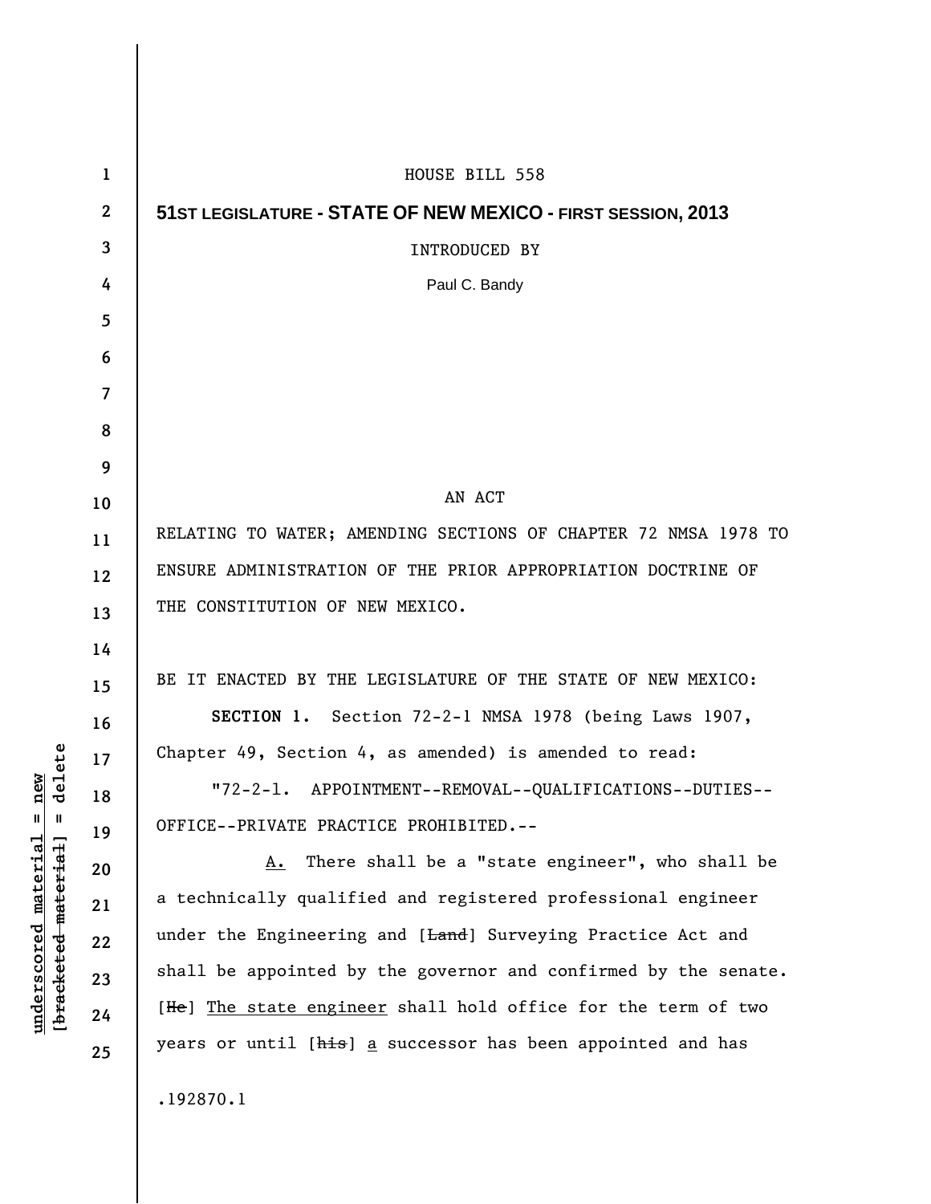HOUSE BILL 558

**51ST LEGISLATURE - STATE OF NEW MEXICO - FIRST SESSION, 2013**

INTRODUCED BY

Paul C. Bandy

AN ACT

RELATING TO WATER; AMENDING SECTIONS OF CHAPTER 72 NMSA 1978 TO ENSURE ADMINISTRATION OF THE PRIOR APPROPRIATION DOCTRINE OF THE CONSTITUTION OF NEW MEXICO.

BE IT ENACTED BY THE LEGISLATURE OF THE STATE OF NEW MEXICO:

**SECTION 1.** Section 72-2-1 NMSA 1978 (being Laws 1907, Chapter 49, Section 4, as amended) is amended to read:

"72-2-1. APPOINTMENT--REMOVAL--QUALIFICATIONS--DUTIES--OFFICE--PRIVATE PRACTICE PROHIBITED.--

A. There shall be a "state engineer", who shall be a technically qualified and registered professional engineer under the Engineering and [~~Land~~] Surveying Practice Act and shall be appointed by the governor and confirmed by the senate. [~~He~~] The state engineer shall hold office for the term of two years or until [~~his~~] a successor has been appointed and has

.192870.1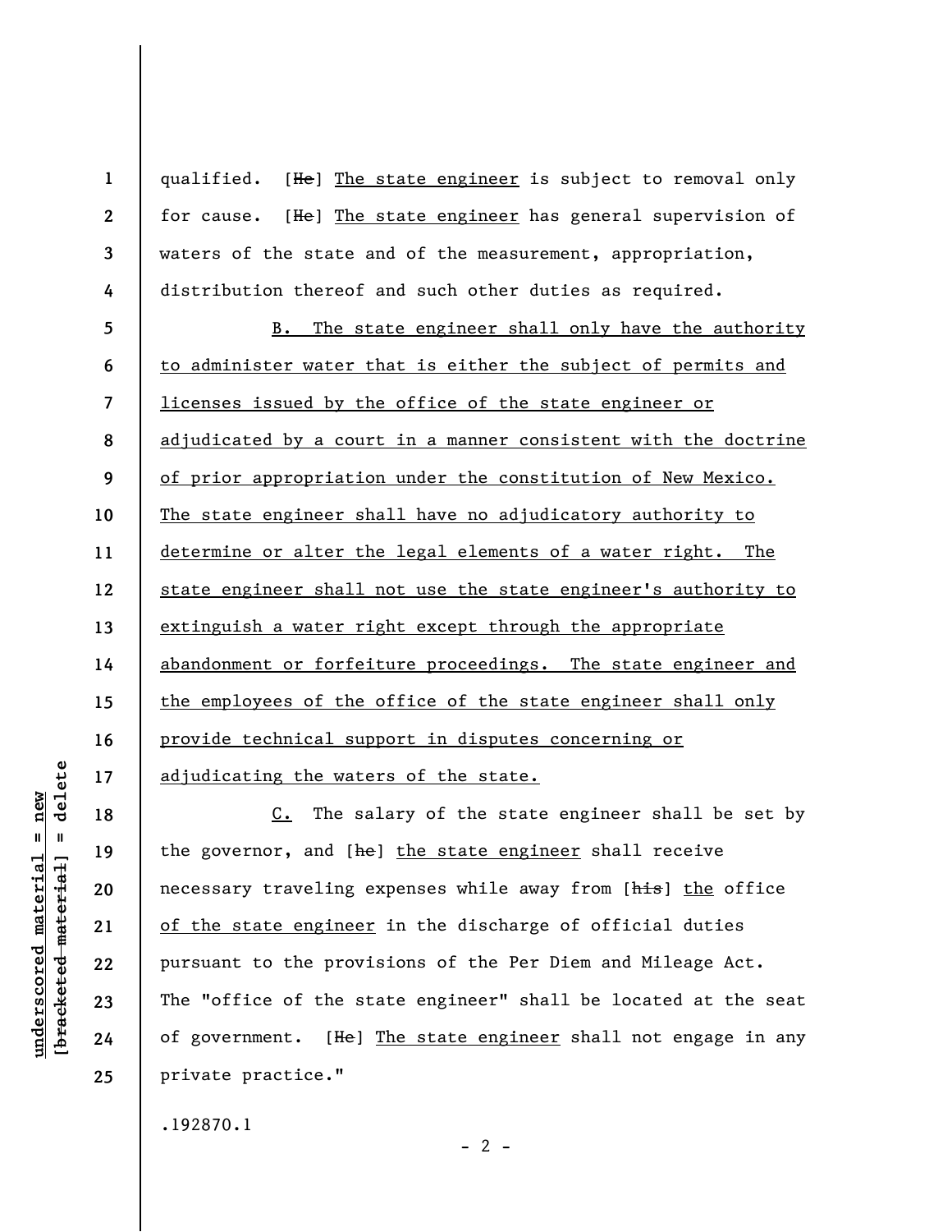qualified. [He] The state engineer is subject to removal only for cause. [He] The state engineer has general supervision of waters of the state and of the measurement, appropriation, distribution thereof and such other duties as required.

B. The state engineer shall only have the authority to administer water that is either the subject of permits and licenses issued by the office of the state engineer or adjudicated by a court in a manner consistent with the doctrine of prior appropriation under the constitution of New Mexico. The state engineer shall have no adjudicatory authority to determine or alter the legal elements of a water right. The state engineer shall not use the state engineer's authority to extinguish a water right except through the appropriate abandonment or forfeiture proceedings. The state engineer and the employees of the office of the state engineer shall only provide technical support in disputes concerning or adjudicating the waters of the state.

C. The salary of the state engineer shall be set by the governor, and [he] the state engineer shall receive necessary traveling expenses while away from [his] the office of the state engineer in the discharge of official duties pursuant to the provisions of the Per Diem and Mileage Act. The "office of the state engineer" shall be located at the seat of government. [He] The state engineer shall not engage in any private practice."

.192870.1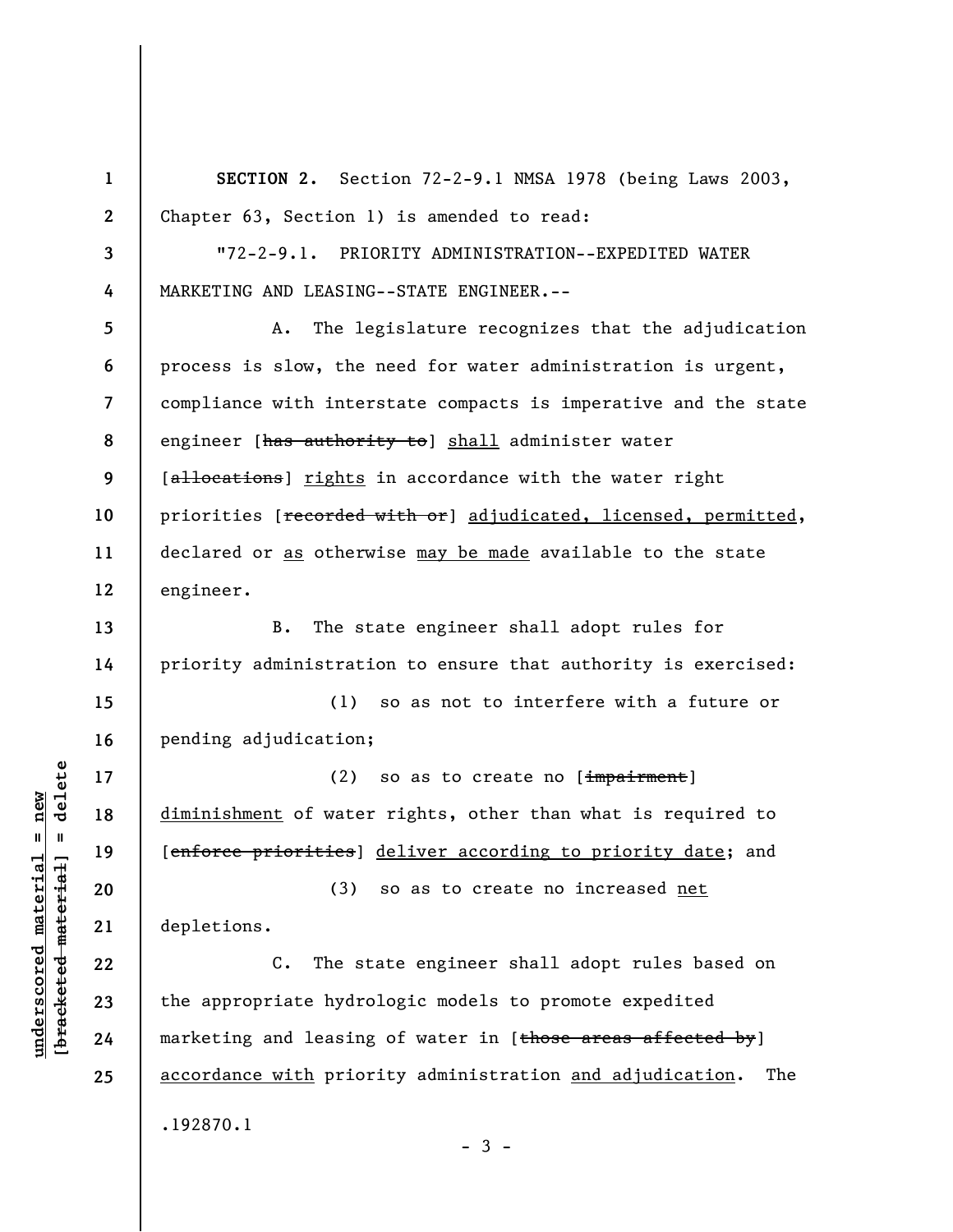**SECTION 2.** Section 72-2-9.1 NMSA 1978 (being Laws 2003, Chapter 63, Section 1) is amended to read:

"72-2-9.1. PRIORITY ADMINISTRATION--EXPEDITED WATER MARKETING AND LEASING--STATE ENGINEER.--

A. The legislature recognizes that the adjudication process is slow, the need for water administration is urgent, compliance with interstate compacts is imperative and the state engineer [~~has authority to~~] <u>shall</u> administer water [~~allocations~~] <u>rights</u> in accordance with the water right priorities [~~recorded with or~~] <u>adjudicated, licensed, permitted</u>, declared or <u>as</u> otherwise <u>may be made</u> available to the state engineer.

B. The state engineer shall adopt rules for priority administration to ensure that authority is exercised:

(1) so as not to interfere with a future or pending adjudication;

(2) so as to create no [~~impairment~~] <u>diminishment</u> of water rights, other than what is required to [~~enforce priorities~~] <u>deliver according to priority date</u>; and

(3) so as to create no increased <u>net</u> depletions.

C. The state engineer shall adopt rules based on the appropriate hydrologic models to promote expedited marketing and leasing of water in [~~those areas affected by~~] <u>accordance with</u> priority administration <u>and adjudication</u>. The

.192870.1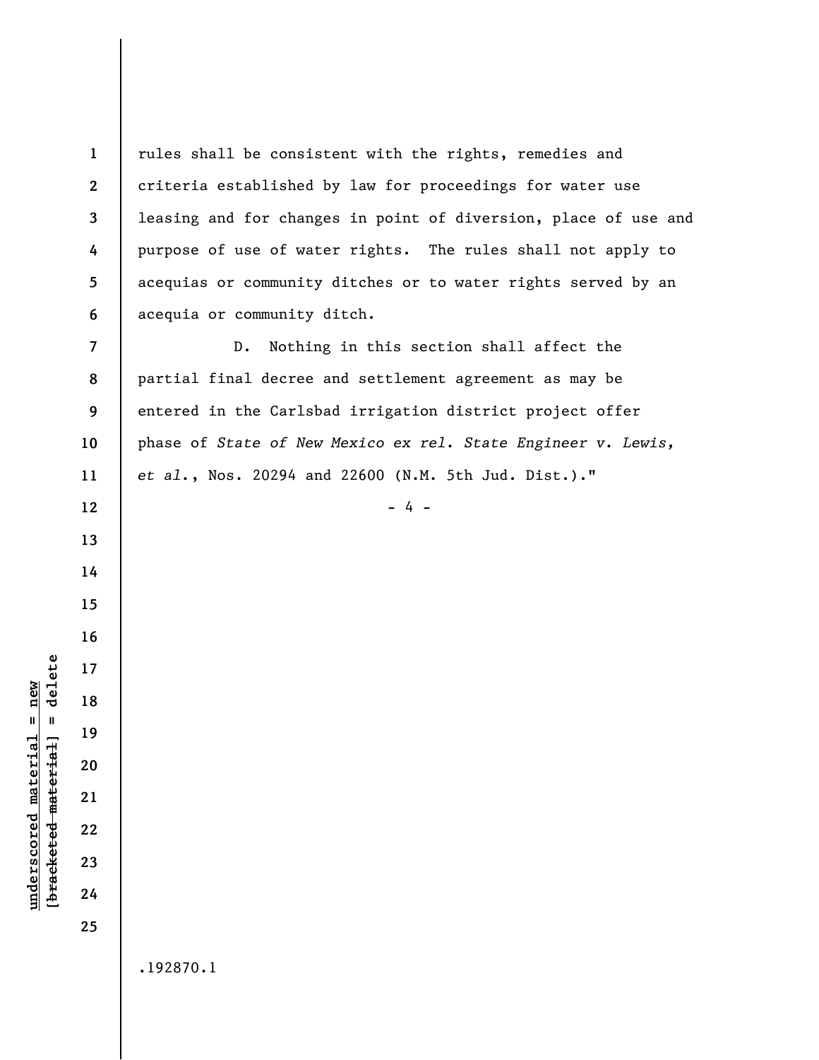rules shall be consistent with the rights, remedies and criteria established by law for proceedings for water use leasing and for changes in point of diversion, place of use and purpose of use of water rights. The rules shall not apply to acequias or community ditches or to water rights served by an acequia or community ditch.

D. Nothing in this section shall affect the partial final decree and settlement agreement as may be entered in the Carlsbad irrigation district project offer phase of *State of New Mexico ex rel. State Engineer v. Lewis, et al.*, Nos. 20294 and 22600 (N.M. 5th Jud. Dist.)."

.192870.1